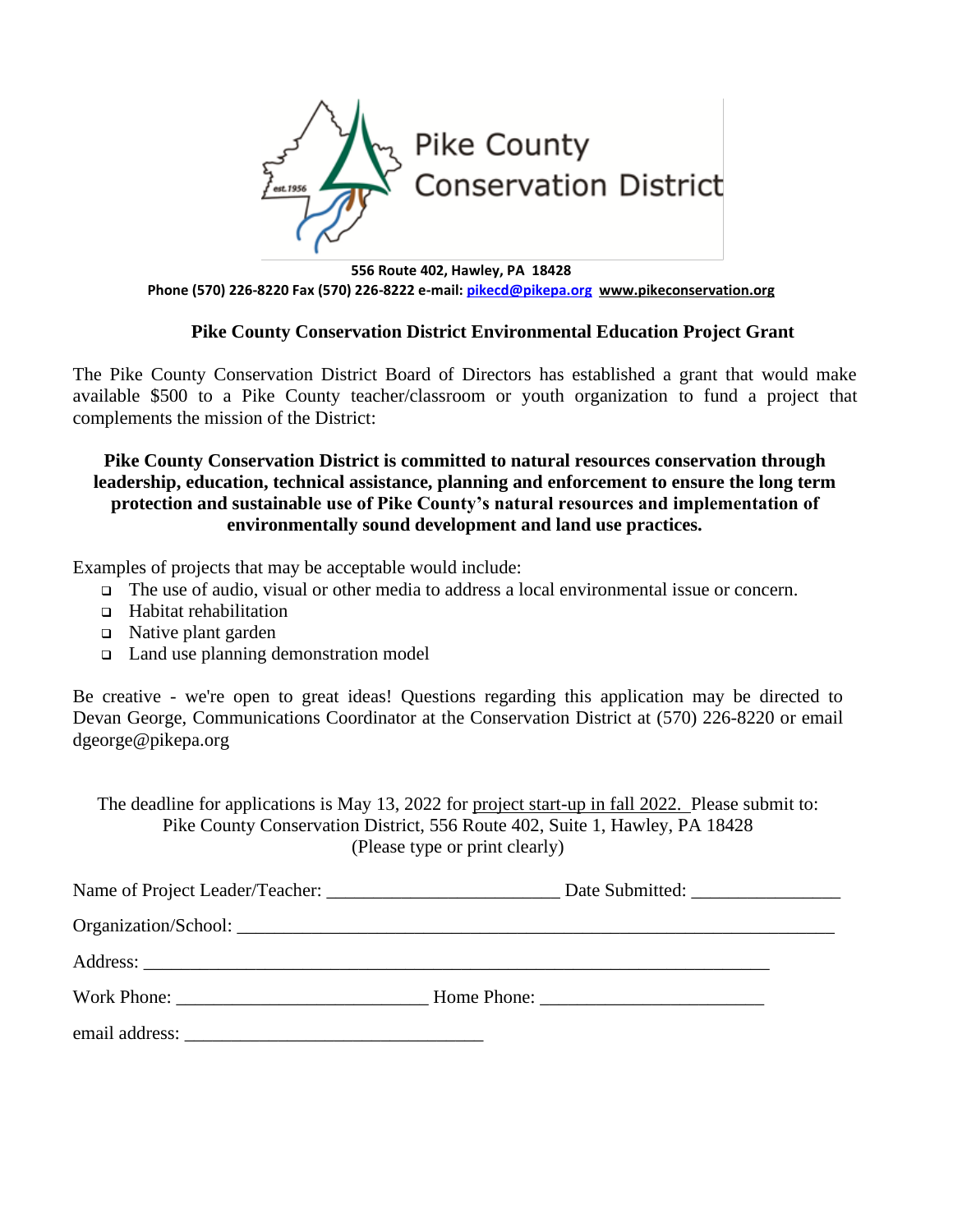Pike County Conservation District

**556 Route 402, Hawley, PA 18428**
**Phone (570) 226-8220 Fax (570) 226-8222 e-mail: pikecd@pikepa.org www.pikeconservation.org**

## Pike County Conservation District Environmental Education Project Grant

The Pike County Conservation District Board of Directors has established a grant that would make available $500 to a Pike County teacher/classroom or youth organization to fund a project that complements the mission of the District:

**Pike County Conservation District is committed to natural resources conservation through leadership, education, technical assistance, planning and enforcement to ensure the long term protection and sustainable use of Pike County's natural resources and implementation of environmentally sound development and land use practices.**

Examples of projects that may be acceptable would include:

- The use of audio, visual or other media to address a local environmental issue or concern.
- Habitat rehabilitation
- Native plant garden
- Land use planning demonstration model

Be creative - we're open to great ideas! Questions regarding this application may be directed to Devan George, Communications Coordinator at the Conservation District at (570) 226-8220 or email dgeorge@pikepa.org

The deadline for applications is May 13, 2022 for project start-up in fall 2022. Please submit to:
Pike County Conservation District, 556 Route 402, Suite 1, Hawley, PA 18428
(Please type or print clearly)

Name of Project Leader/Teacher: ________________________ Date Submitted: ________________

Organization/School: ________________________________________________________________

Address: ____________________________________________________________________

Work Phone: __________________________ Home Phone: _______________________

email address: _______________________________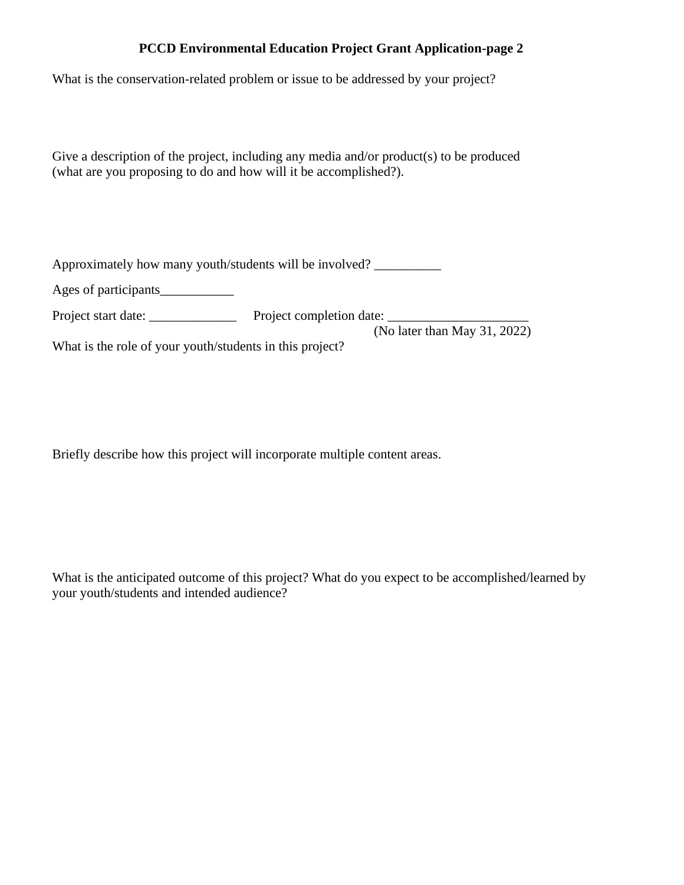**PCCD Environmental Education Project Grant Application-page 2**

What is the conservation-related problem or issue to be addressed by your project?

Give a description of the project, including any media and/or product(s) to be produced (what are you proposing to do and how will it be accomplished?).

Approximately how many youth/students will be involved? __________

Ages of participants___________

Project start date: _____________ Project completion date: _____________________
(No later than May 31, 2022)

What is the role of your youth/students in this project?

Briefly describe how this project will incorporate multiple content areas.

What is the anticipated outcome of this project? What do you expect to be accomplished/learned by your youth/students and intended audience?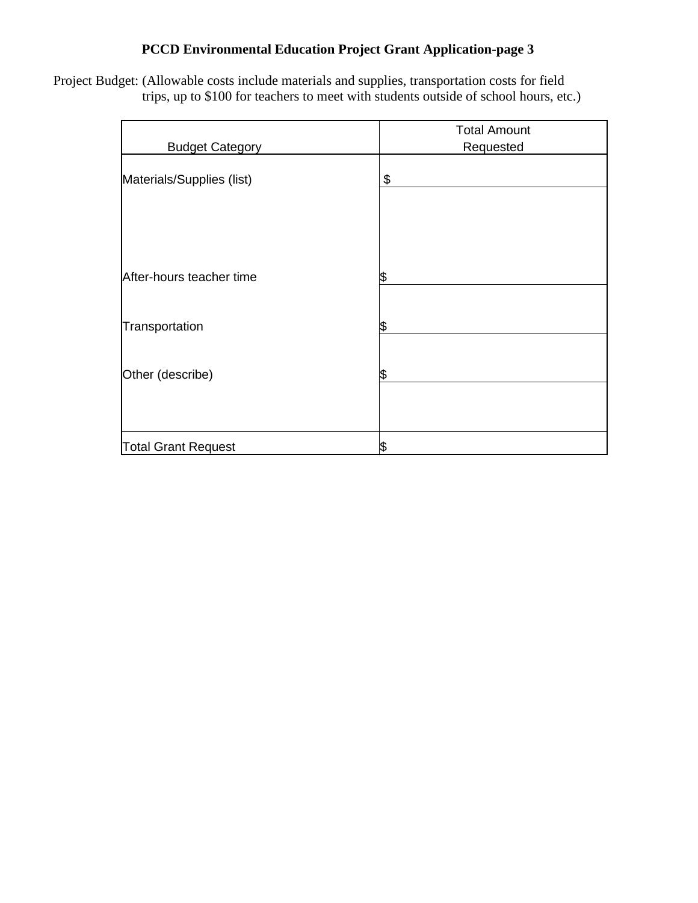**PCCD Environmental Education Project Grant Application-page 3**

Project Budget: (Allowable costs include materials and supplies, transportation costs for field trips, up to $100 for teachers to meet with students outside of school hours, etc.)

| Budget Category | Total Amount Requested |
|---|---|
| Materials/Supplies (list) | $ |
| | |
| After-hours teacher time | $ |
| | |
| Transportation | $ |
| | |
| Other (describe) | $ |
| | |
| Total Grant Request | $ |